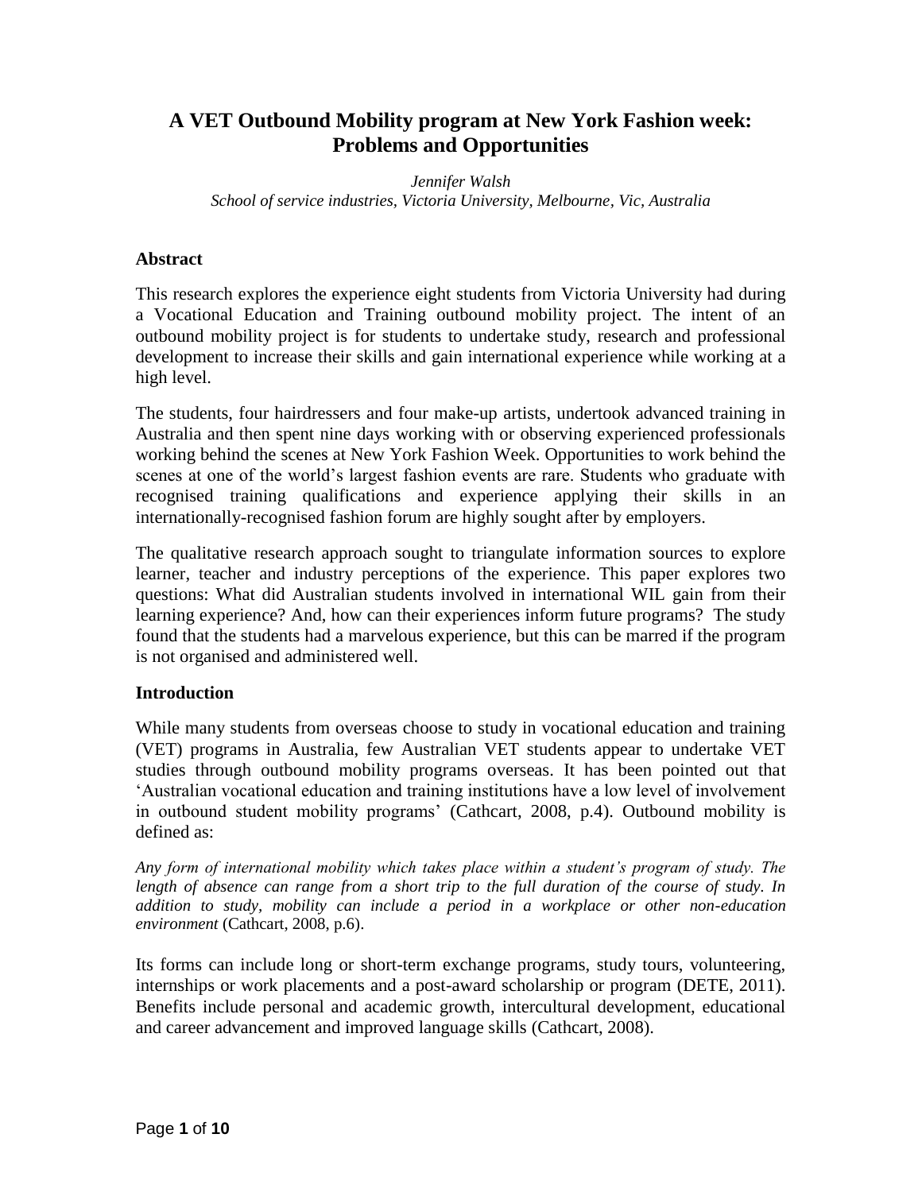# A VET Outbound Mobility program at New York Fashion week: Problems and Opportunities

*Jennifer Walsh*
*School of service industries, Victoria University, Melbourne, Vic, Australia*

## Abstract

This research explores the experience eight students from Victoria University had during a Vocational Education and Training outbound mobility project. The intent of an outbound mobility project is for students to undertake study, research and professional development to increase their skills and gain international experience while working at a high level.

The students, four hairdressers and four make-up artists, undertook advanced training in Australia and then spent nine days working with or observing experienced professionals working behind the scenes at New York Fashion Week. Opportunities to work behind the scenes at one of the world's largest fashion events are rare. Students who graduate with recognised training qualifications and experience applying their skills in an internationally-recognised fashion forum are highly sought after by employers.

The qualitative research approach sought to triangulate information sources to explore learner, teacher and industry perceptions of the experience. This paper explores two questions: What did Australian students involved in international WIL gain from their learning experience? And, how can their experiences inform future programs? The study found that the students had a marvelous experience, but this can be marred if the program is not organised and administered well.

## Introduction

While many students from overseas choose to study in vocational education and training (VET) programs in Australia, few Australian VET students appear to undertake VET studies through outbound mobility programs overseas. It has been pointed out that 'Australian vocational education and training institutions have a low level of involvement in outbound student mobility programs' (Cathcart, 2008, p.4). Outbound mobility is defined as:

*Any form of international mobility which takes place within a student's program of study. The length of absence can range from a short trip to the full duration of the course of study. In addition to study, mobility can include a period in a workplace or other non-education environment* (Cathcart, 2008, p.6).

Its forms can include long or short-term exchange programs, study tours, volunteering, internships or work placements and a post-award scholarship or program (DETE, 2011). Benefits include personal and academic growth, intercultural development, educational and career advancement and improved language skills (Cathcart, 2008).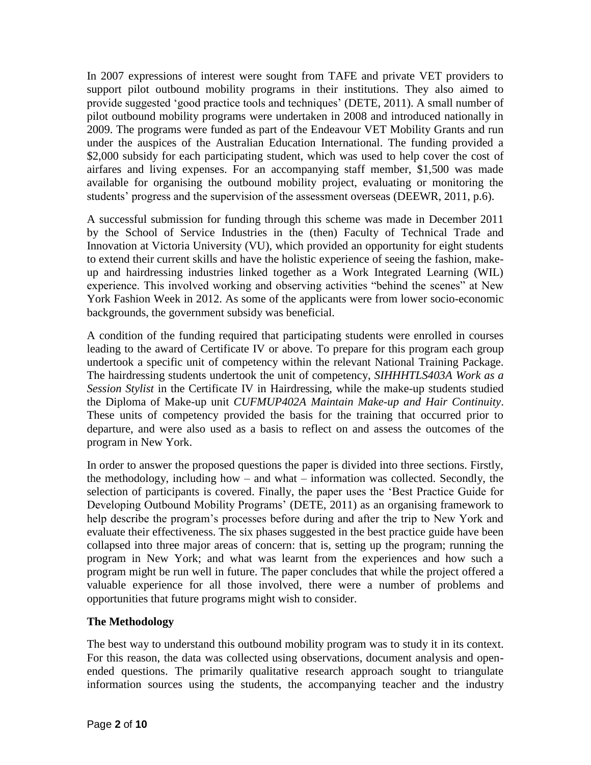In 2007 expressions of interest were sought from TAFE and private VET providers to support pilot outbound mobility programs in their institutions. They also aimed to provide suggested 'good practice tools and techniques' (DETE, 2011). A small number of pilot outbound mobility programs were undertaken in 2008 and introduced nationally in 2009. The programs were funded as part of the Endeavour VET Mobility Grants and run under the auspices of the Australian Education International. The funding provided a $2,000 subsidy for each participating student, which was used to help cover the cost of airfares and living expenses. For an accompanying staff member, $1,500 was made available for organising the outbound mobility project, evaluating or monitoring the students' progress and the supervision of the assessment overseas (DEEWR, 2011, p.6).

A successful submission for funding through this scheme was made in December 2011 by the School of Service Industries in the (then) Faculty of Technical Trade and Innovation at Victoria University (VU), which provided an opportunity for eight students to extend their current skills and have the holistic experience of seeing the fashion, make-up and hairdressing industries linked together as a Work Integrated Learning (WIL) experience. This involved working and observing activities "behind the scenes" at New York Fashion Week in 2012. As some of the applicants were from lower socio-economic backgrounds, the government subsidy was beneficial.

A condition of the funding required that participating students were enrolled in courses leading to the award of Certificate IV or above. To prepare for this program each group undertook a specific unit of competency within the relevant National Training Package. The hairdressing students undertook the unit of competency, *SIHHHTLS403A Work as a Session Stylist* in the Certificate IV in Hairdressing, while the make-up students studied the Diploma of Make-up unit *CUFMUP402A Maintain Make-up and Hair Continuity*. These units of competency provided the basis for the training that occurred prior to departure, and were also used as a basis to reflect on and assess the outcomes of the program in New York.

In order to answer the proposed questions the paper is divided into three sections. Firstly, the methodology, including how – and what – information was collected. Secondly, the selection of participants is covered. Finally, the paper uses the 'Best Practice Guide for Developing Outbound Mobility Programs' (DETE, 2011) as an organising framework to help describe the program's processes before during and after the trip to New York and evaluate their effectiveness. The six phases suggested in the best practice guide have been collapsed into three major areas of concern: that is, setting up the program; running the program in New York; and what was learnt from the experiences and how such a program might be run well in future. The paper concludes that while the project offered a valuable experience for all those involved, there were a number of problems and opportunities that future programs might wish to consider.

## The Methodology

The best way to understand this outbound mobility program was to study it in its context. For this reason, the data was collected using observations, document analysis and open-ended questions. The primarily qualitative research approach sought to triangulate information sources using the students, the accompanying teacher and the industry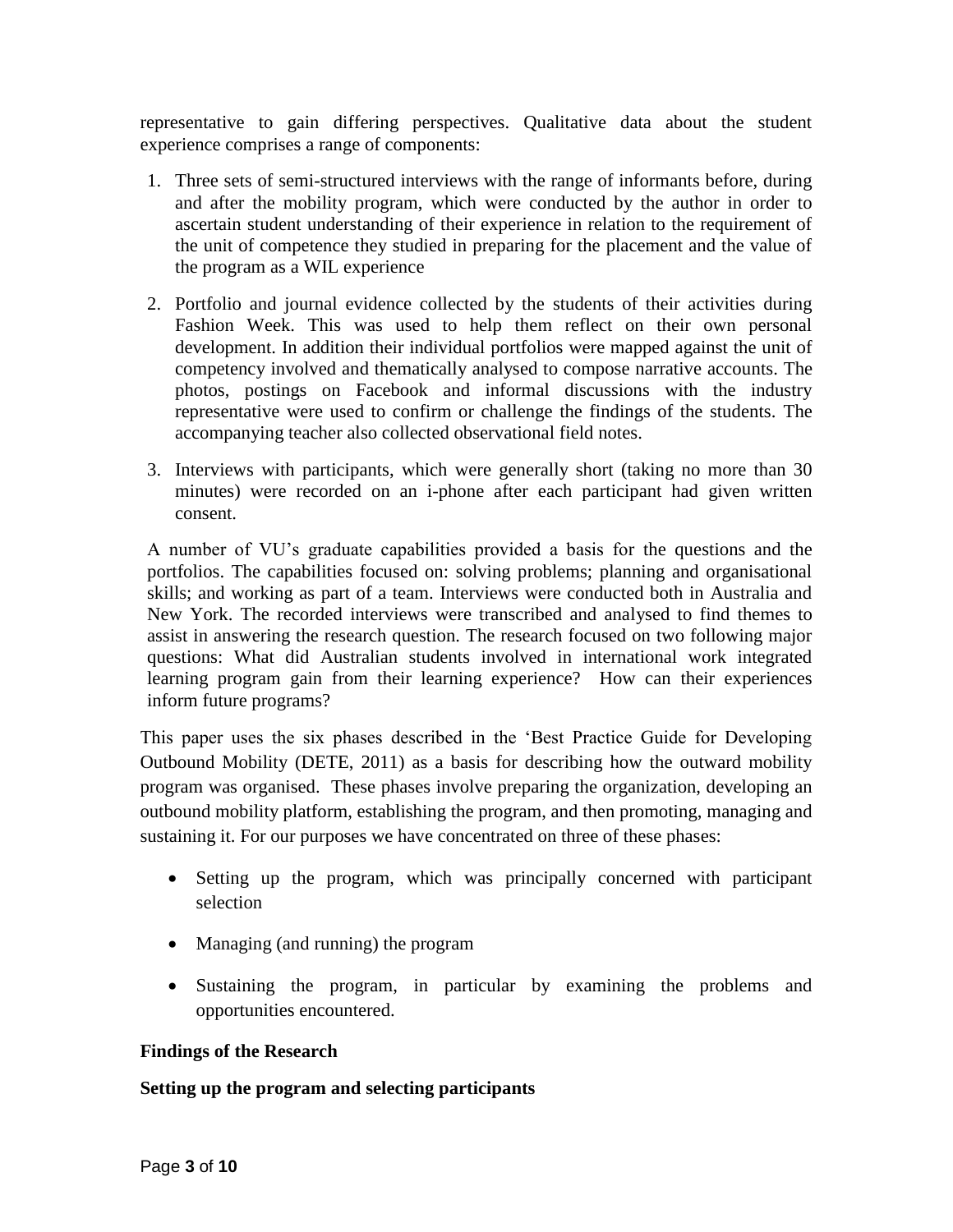representative to gain differing perspectives. Qualitative data about the student experience comprises a range of components:

1. Three sets of semi-structured interviews with the range of informants before, during and after the mobility program, which were conducted by the author in order to ascertain student understanding of their experience in relation to the requirement of the unit of competence they studied in preparing for the placement and the value of the program as a WIL experience
2. Portfolio and journal evidence collected by the students of their activities during Fashion Week. This was used to help them reflect on their own personal development. In addition their individual portfolios were mapped against the unit of competency involved and thematically analysed to compose narrative accounts. The photos, postings on Facebook and informal discussions with the industry representative were used to confirm or challenge the findings of the students. The accompanying teacher also collected observational field notes.
3. Interviews with participants, which were generally short (taking no more than 30 minutes) were recorded on an i-phone after each participant had given written consent.

A number of VU's graduate capabilities provided a basis for the questions and the portfolios. The capabilities focused on: solving problems; planning and organisational skills; and working as part of a team. Interviews were conducted both in Australia and New York. The recorded interviews were transcribed and analysed to find themes to assist in answering the research question. The research focused on two following major questions: What did Australian students involved in international work integrated learning program gain from their learning experience? How can their experiences inform future programs?

This paper uses the six phases described in the 'Best Practice Guide for Developing Outbound Mobility (DETE, 2011) as a basis for describing how the outward mobility program was organised. These phases involve preparing the organization, developing an outbound mobility platform, establishing the program, and then promoting, managing and sustaining it. For our purposes we have concentrated on three of these phases:

- Setting up the program, which was principally concerned with participant selection
- Managing (and running) the program
- Sustaining the program, in particular by examining the problems and opportunities encountered.

## Findings of the Research

### Setting up the program and selecting participants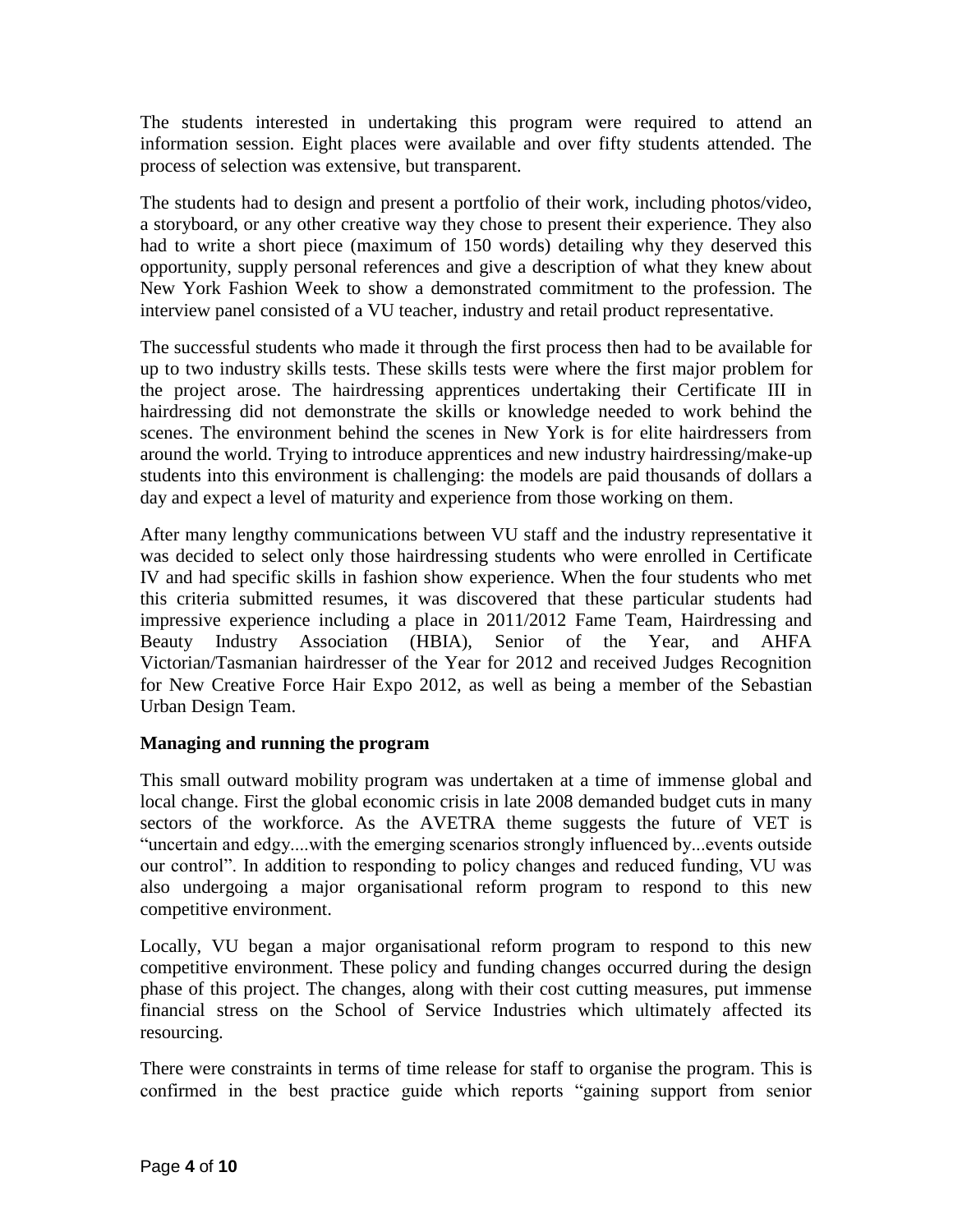The students interested in undertaking this program were required to attend an information session. Eight places were available and over fifty students attended. The process of selection was extensive, but transparent.

The students had to design and present a portfolio of their work, including photos/video, a storyboard, or any other creative way they chose to present their experience. They also had to write a short piece (maximum of 150 words) detailing why they deserved this opportunity, supply personal references and give a description of what they knew about New York Fashion Week to show a demonstrated commitment to the profession. The interview panel consisted of a VU teacher, industry and retail product representative.

The successful students who made it through the first process then had to be available for up to two industry skills tests. These skills tests were where the first major problem for the project arose. The hairdressing apprentices undertaking their Certificate III in hairdressing did not demonstrate the skills or knowledge needed to work behind the scenes. The environment behind the scenes in New York is for elite hairdressers from around the world. Trying to introduce apprentices and new industry hairdressing/make-up students into this environment is challenging: the models are paid thousands of dollars a day and expect a level of maturity and experience from those working on them.

After many lengthy communications between VU staff and the industry representative it was decided to select only those hairdressing students who were enrolled in Certificate IV and had specific skills in fashion show experience. When the four students who met this criteria submitted resumes, it was discovered that these particular students had impressive experience including a place in 2011/2012 Fame Team, Hairdressing and Beauty Industry Association (HBIA), Senior of the Year, and AHFA Victorian/Tasmanian hairdresser of the Year for 2012 and received Judges Recognition for New Creative Force Hair Expo 2012, as well as being a member of the Sebastian Urban Design Team.

**Managing and running the program**

This small outward mobility program was undertaken at a time of immense global and local change. First the global economic crisis in late 2008 demanded budget cuts in many sectors of the workforce. As the AVETRA theme suggests the future of VET is "uncertain and edgy....with the emerging scenarios strongly influenced by...events outside our control". In addition to responding to policy changes and reduced funding, VU was also undergoing a major organisational reform program to respond to this new competitive environment.

Locally, VU began a major organisational reform program to respond to this new competitive environment. These policy and funding changes occurred during the design phase of this project. The changes, along with their cost cutting measures, put immense financial stress on the School of Service Industries which ultimately affected its resourcing.

There were constraints in terms of time release for staff to organise the program. This is confirmed in the best practice guide which reports "gaining support from senior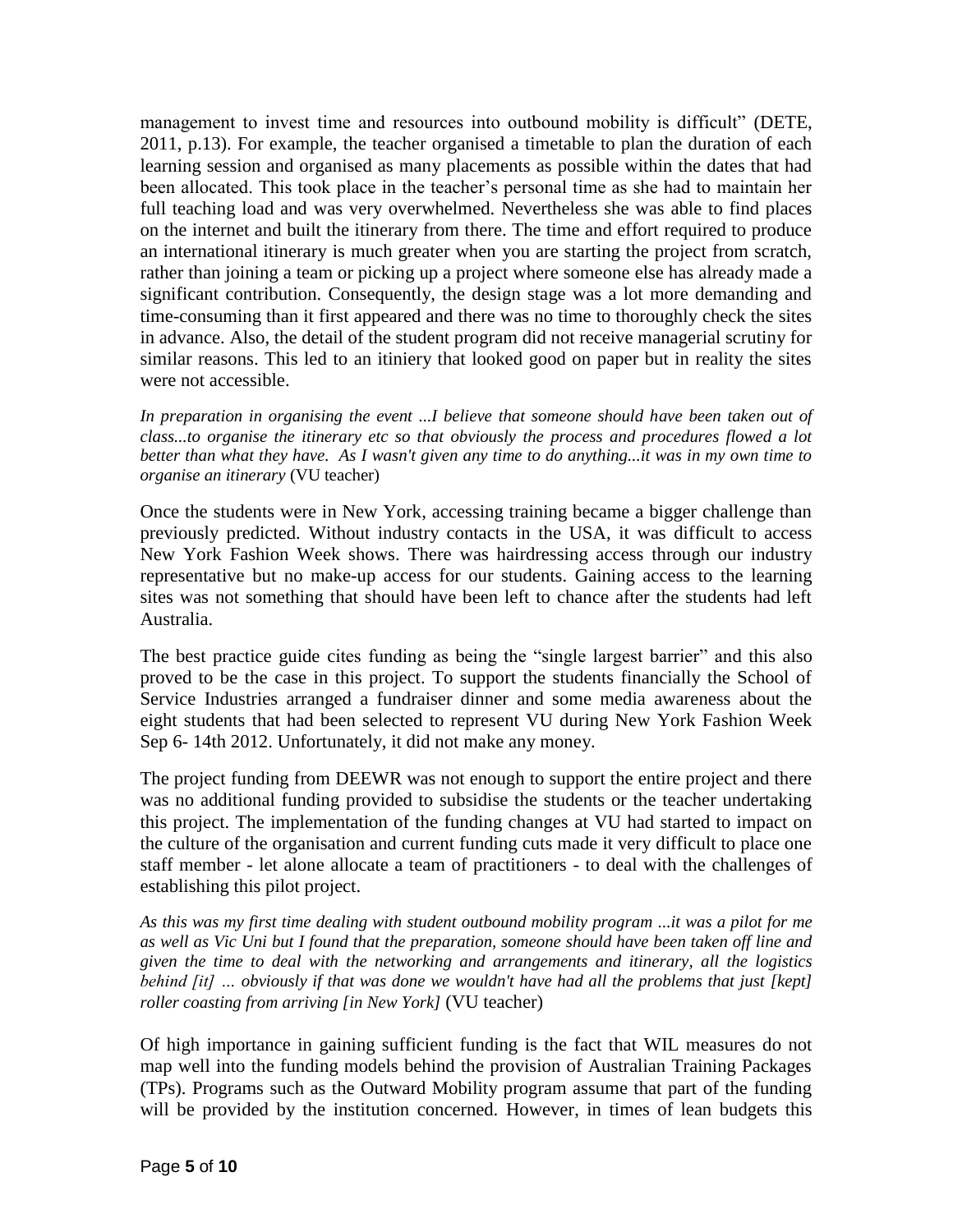management to invest time and resources into outbound mobility is difficult" (DETE, 2011, p.13). For example, the teacher organised a timetable to plan the duration of each learning session and organised as many placements as possible within the dates that had been allocated. This took place in the teacher's personal time as she had to maintain her full teaching load and was very overwhelmed. Nevertheless she was able to find places on the internet and built the itinerary from there. The time and effort required to produce an international itinerary is much greater when you are starting the project from scratch, rather than joining a team or picking up a project where someone else has already made a significant contribution. Consequently, the design stage was a lot more demanding and time-consuming than it first appeared and there was no time to thoroughly check the sites in advance. Also, the detail of the student program did not receive managerial scrutiny for similar reasons. This led to an itiniery that looked good on paper but in reality the sites were not accessible.

*In preparation in organising the event ...I believe that someone should have been taken out of class...to organise the itinerary etc so that obviously the process and procedures flowed a lot better than what they have. As I wasn't given any time to do anything...it was in my own time to organise an itinerary* (VU teacher)

Once the students were in New York, accessing training became a bigger challenge than previously predicted. Without industry contacts in the USA, it was difficult to access New York Fashion Week shows. There was hairdressing access through our industry representative but no make-up access for our students. Gaining access to the learning sites was not something that should have been left to chance after the students had left Australia.

The best practice guide cites funding as being the "single largest barrier" and this also proved to be the case in this project. To support the students financially the School of Service Industries arranged a fundraiser dinner and some media awareness about the eight students that had been selected to represent VU during New York Fashion Week Sep 6- 14th 2012. Unfortunately, it did not make any money.

The project funding from DEEWR was not enough to support the entire project and there was no additional funding provided to subsidise the students or the teacher undertaking this project. The implementation of the funding changes at VU had started to impact on the culture of the organisation and current funding cuts made it very difficult to place one staff member - let alone allocate a team of practitioners - to deal with the challenges of establishing this pilot project.

*As this was my first time dealing with student outbound mobility program ...it was a pilot for me as well as Vic Uni but I found that the preparation, someone should have been taken off line and given the time to deal with the networking and arrangements and itinerary, all the logistics behind [it] ... obviously if that was done we wouldn't have had all the problems that just [kept] roller coasting from arriving [in New York]* (VU teacher)

Of high importance in gaining sufficient funding is the fact that WIL measures do not map well into the funding models behind the provision of Australian Training Packages (TPs). Programs such as the Outward Mobility program assume that part of the funding will be provided by the institution concerned. However, in times of lean budgets this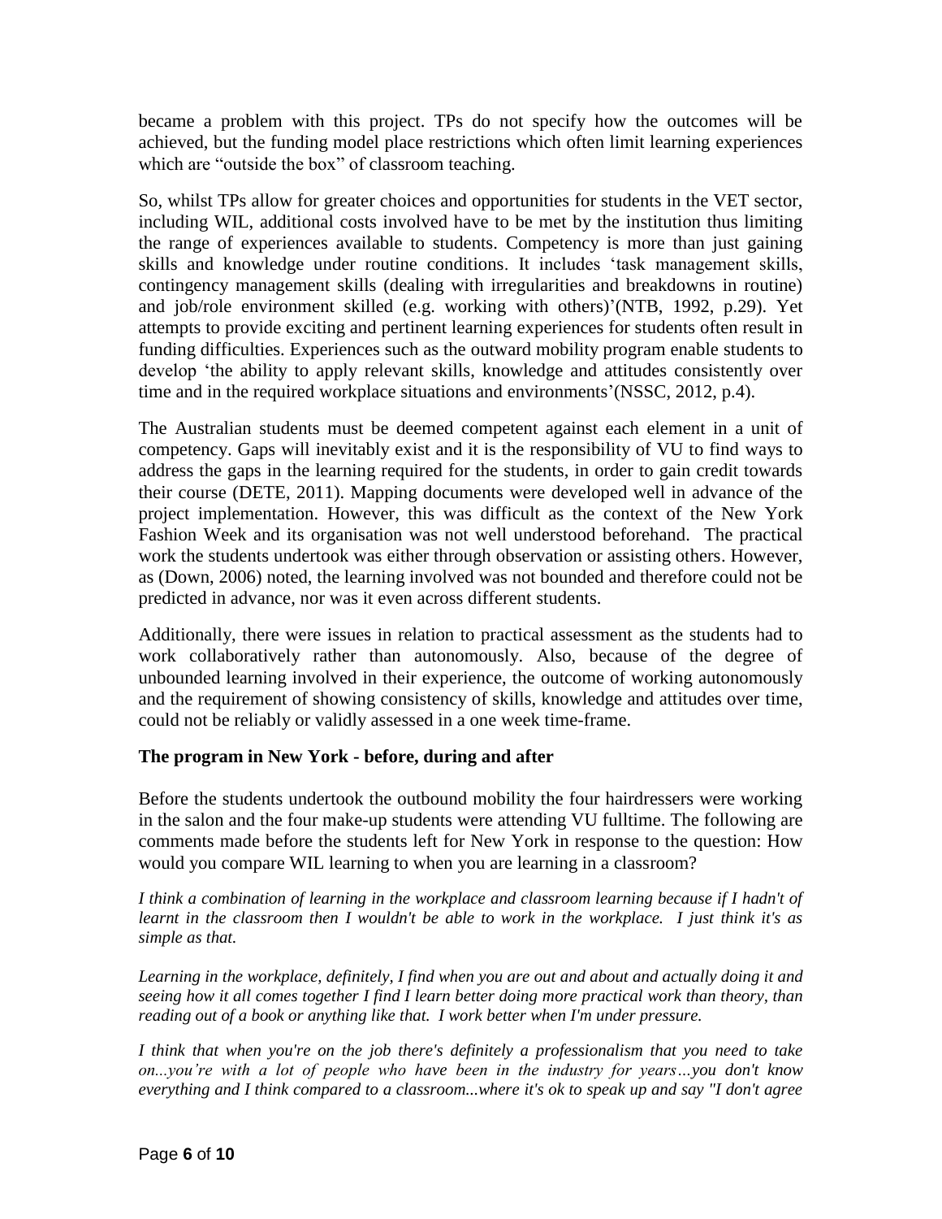became a problem with this project. TPs do not specify how the outcomes will be achieved, but the funding model place restrictions which often limit learning experiences which are "outside the box" of classroom teaching.

So, whilst TPs allow for greater choices and opportunities for students in the VET sector, including WIL, additional costs involved have to be met by the institution thus limiting the range of experiences available to students. Competency is more than just gaining skills and knowledge under routine conditions. It includes 'task management skills, contingency management skills (dealing with irregularities and breakdowns in routine) and job/role environment skilled (e.g. working with others)'(NTB, 1992, p.29). Yet attempts to provide exciting and pertinent learning experiences for students often result in funding difficulties. Experiences such as the outward mobility program enable students to develop 'the ability to apply relevant skills, knowledge and attitudes consistently over time and in the required workplace situations and environments'(NSSC, 2012, p.4).

The Australian students must be deemed competent against each element in a unit of competency. Gaps will inevitably exist and it is the responsibility of VU to find ways to address the gaps in the learning required for the students, in order to gain credit towards their course (DETE, 2011). Mapping documents were developed well in advance of the project implementation. However, this was difficult as the context of the New York Fashion Week and its organisation was not well understood beforehand. The practical work the students undertook was either through observation or assisting others. However, as (Down, 2006) noted, the learning involved was not bounded and therefore could not be predicted in advance, nor was it even across different students.

Additionally, there were issues in relation to practical assessment as the students had to work collaboratively rather than autonomously. Also, because of the degree of unbounded learning involved in their experience, the outcome of working autonomously and the requirement of showing consistency of skills, knowledge and attitudes over time, could not be reliably or validly assessed in a one week time-frame.

### The program in New York - before, during and after

Before the students undertook the outbound mobility the four hairdressers were working in the salon and the four make-up students were attending VU fulltime. The following are comments made before the students left for New York in response to the question: How would you compare WIL learning to when you are learning in a classroom?

*I think a combination of learning in the workplace and classroom learning because if I hadn't of learnt in the classroom then I wouldn't be able to work in the workplace. I just think it's as simple as that.*

*Learning in the workplace, definitely, I find when you are out and about and actually doing it and seeing how it all comes together I find I learn better doing more practical work than theory, than reading out of a book or anything like that. I work better when I'm under pressure.*

*I think that when you're on the job there's definitely a professionalism that you need to take on...you're with a lot of people who have been in the industry for years…you don't know everything and I think compared to a classroom...where it's ok to speak up and say "I don't agree*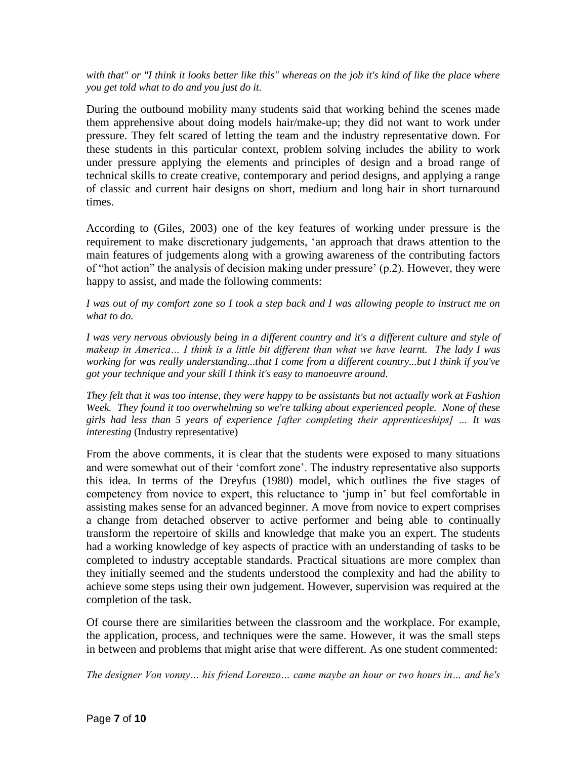*with that" or "I think it looks better like this" whereas on the job it's kind of like the place where you get told what to do and you just do it.*

During the outbound mobility many students said that working behind the scenes made them apprehensive about doing models hair/make-up; they did not want to work under pressure. They felt scared of letting the team and the industry representative down. For these students in this particular context, problem solving includes the ability to work under pressure applying the elements and principles of design and a broad range of technical skills to create creative, contemporary and period designs, and applying a range of classic and current hair designs on short, medium and long hair in short turnaround times.

According to (Giles, 2003) one of the key features of working under pressure is the requirement to make discretionary judgements, 'an approach that draws attention to the main features of judgements along with a growing awareness of the contributing factors of "hot action" the analysis of decision making under pressure' (p.2). However, they were happy to assist, and made the following comments:

*I was out of my comfort zone so I took a step back and I was allowing people to instruct me on what to do.*

*I was very nervous obviously being in a different country and it's a different culture and style of makeup in America… I think is a little bit different than what we have learnt. The lady I was working for was really understanding...that I come from a different country...but I think if you've got your technique and your skill I think it's easy to manoeuvre around.*

*They felt that it was too intense, they were happy to be assistants but not actually work at Fashion Week. They found it too overwhelming so we're talking about experienced people. None of these girls had less than 5 years of experience [after completing their apprenticeships] … It was interesting* (Industry representative)

From the above comments, it is clear that the students were exposed to many situations and were somewhat out of their 'comfort zone'. The industry representative also supports this idea. In terms of the Dreyfus (1980) model, which outlines the five stages of competency from novice to expert, this reluctance to 'jump in' but feel comfortable in assisting makes sense for an advanced beginner. A move from novice to expert comprises a change from detached observer to active performer and being able to continually transform the repertoire of skills and knowledge that make you an expert. The students had a working knowledge of key aspects of practice with an understanding of tasks to be completed to industry acceptable standards. Practical situations are more complex than they initially seemed and the students understood the complexity and had the ability to achieve some steps using their own judgement. However, supervision was required at the completion of the task.

Of course there are similarities between the classroom and the workplace. For example, the application, process, and techniques were the same. However, it was the small steps in between and problems that might arise that were different. As one student commented:

*The designer Von vonny… his friend Lorenzo… came maybe an hour or two hours in… and he's*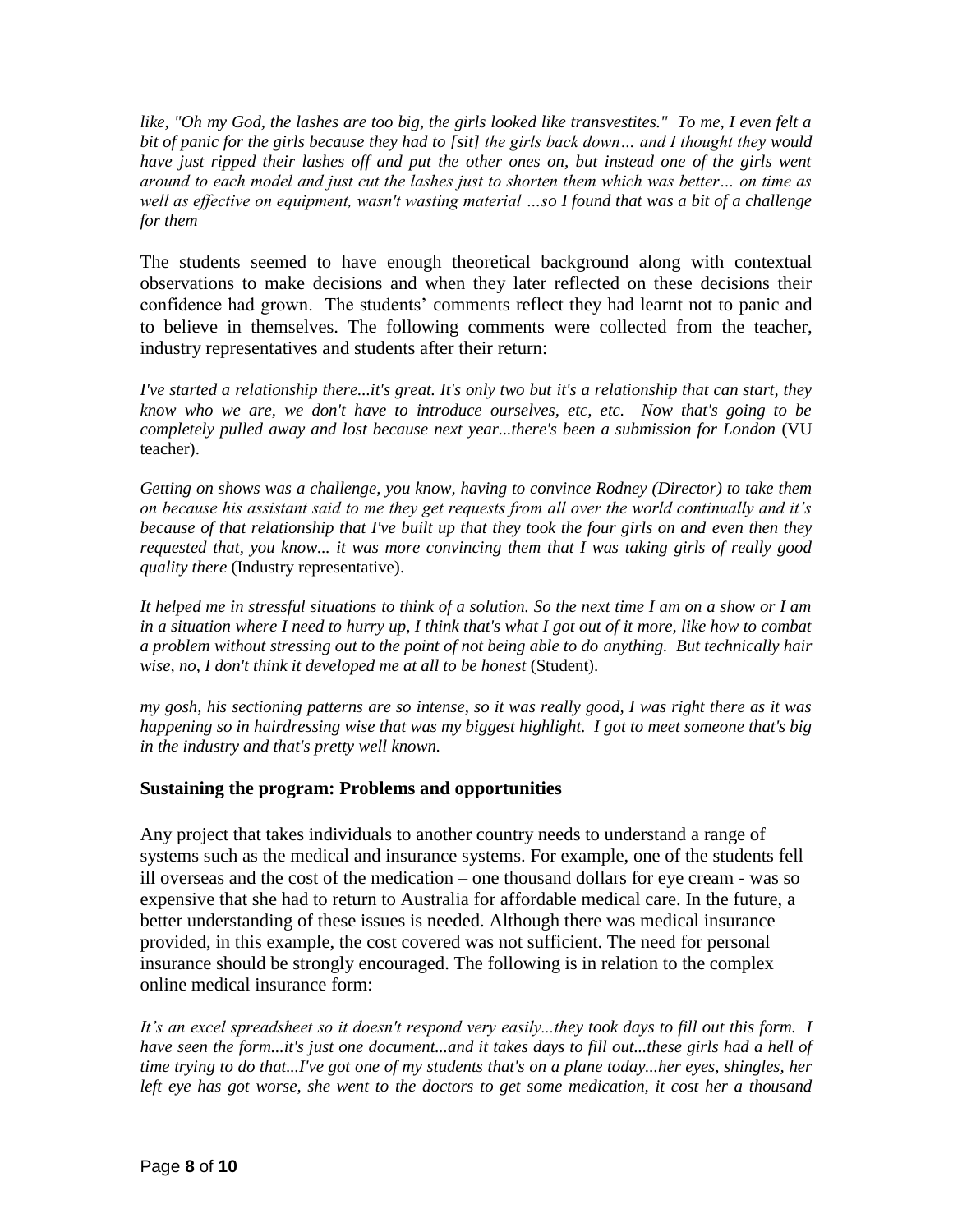*like, "Oh my God, the lashes are too big, the girls looked like transvestites." To me, I even felt a bit of panic for the girls because they had to [sit] the girls back down… and I thought they would have just ripped their lashes off and put the other ones on, but instead one of the girls went around to each model and just cut the lashes just to shorten them which was better… on time as well as effective on equipment, wasn't wasting material …so I found that was a bit of a challenge for them*

The students seemed to have enough theoretical background along with contextual observations to make decisions and when they later reflected on these decisions their confidence had grown. The students' comments reflect they had learnt not to panic and to believe in themselves. The following comments were collected from the teacher, industry representatives and students after their return:

*I've started a relationship there...it's great. It's only two but it's a relationship that can start, they know who we are, we don't have to introduce ourselves, etc, etc. Now that's going to be completely pulled away and lost because next year...there's been a submission for London* (VU teacher).

*Getting on shows was a challenge, you know, having to convince Rodney (Director) to take them on because his assistant said to me they get requests from all over the world continually and it's because of that relationship that I've built up that they took the four girls on and even then they requested that, you know... it was more convincing them that I was taking girls of really good quality there* (Industry representative).

*It helped me in stressful situations to think of a solution. So the next time I am on a show or I am in a situation where I need to hurry up, I think that's what I got out of it more, like how to combat a problem without stressing out to the point of not being able to do anything. But technically hair wise, no, I don't think it developed me at all to be honest* (Student).

*my gosh, his sectioning patterns are so intense, so it was really good, I was right there as it was happening so in hairdressing wise that was my biggest highlight. I got to meet someone that's big in the industry and that's pretty well known.*

### Sustaining the program: Problems and opportunities

Any project that takes individuals to another country needs to understand a range of systems such as the medical and insurance systems. For example, one of the students fell ill overseas and the cost of the medication – one thousand dollars for eye cream - was so expensive that she had to return to Australia for affordable medical care. In the future, a better understanding of these issues is needed. Although there was medical insurance provided, in this example, the cost covered was not sufficient. The need for personal insurance should be strongly encouraged. The following is in relation to the complex online medical insurance form:

*It's an excel spreadsheet so it doesn't respond very easily...they took days to fill out this form. I have seen the form...it's just one document...and it takes days to fill out...these girls had a hell of time trying to do that...I've got one of my students that's on a plane today...her eyes, shingles, her left eye has got worse, she went to the doctors to get some medication, it cost her a thousand*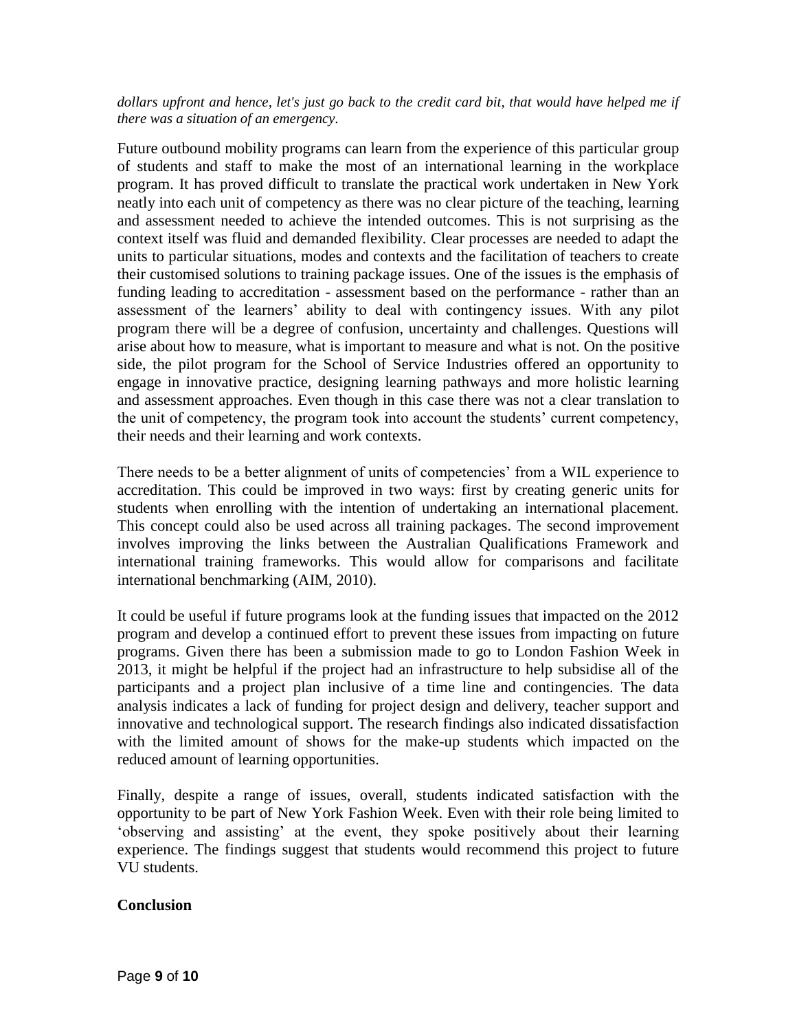*dollars upfront and hence, let's just go back to the credit card bit, that would have helped me if there was a situation of an emergency.*

Future outbound mobility programs can learn from the experience of this particular group of students and staff to make the most of an international learning in the workplace program. It has proved difficult to translate the practical work undertaken in New York neatly into each unit of competency as there was no clear picture of the teaching, learning and assessment needed to achieve the intended outcomes. This is not surprising as the context itself was fluid and demanded flexibility. Clear processes are needed to adapt the units to particular situations, modes and contexts and the facilitation of teachers to create their customised solutions to training package issues. One of the issues is the emphasis of funding leading to accreditation - assessment based on the performance - rather than an assessment of the learners' ability to deal with contingency issues. With any pilot program there will be a degree of confusion, uncertainty and challenges. Questions will arise about how to measure, what is important to measure and what is not. On the positive side, the pilot program for the School of Service Industries offered an opportunity to engage in innovative practice, designing learning pathways and more holistic learning and assessment approaches. Even though in this case there was not a clear translation to the unit of competency, the program took into account the students' current competency, their needs and their learning and work contexts.

There needs to be a better alignment of units of competencies' from a WIL experience to accreditation. This could be improved in two ways: first by creating generic units for students when enrolling with the intention of undertaking an international placement. This concept could also be used across all training packages. The second improvement involves improving the links between the Australian Qualifications Framework and international training frameworks. This would allow for comparisons and facilitate international benchmarking (AIM, 2010).

It could be useful if future programs look at the funding issues that impacted on the 2012 program and develop a continued effort to prevent these issues from impacting on future programs. Given there has been a submission made to go to London Fashion Week in 2013, it might be helpful if the project had an infrastructure to help subsidise all of the participants and a project plan inclusive of a time line and contingencies. The data analysis indicates a lack of funding for project design and delivery, teacher support and innovative and technological support. The research findings also indicated dissatisfaction with the limited amount of shows for the make-up students which impacted on the reduced amount of learning opportunities.

Finally, despite a range of issues, overall, students indicated satisfaction with the opportunity to be part of New York Fashion Week. Even with their role being limited to 'observing and assisting' at the event, they spoke positively about their learning experience. The findings suggest that students would recommend this project to future VU students.

**Conclusion**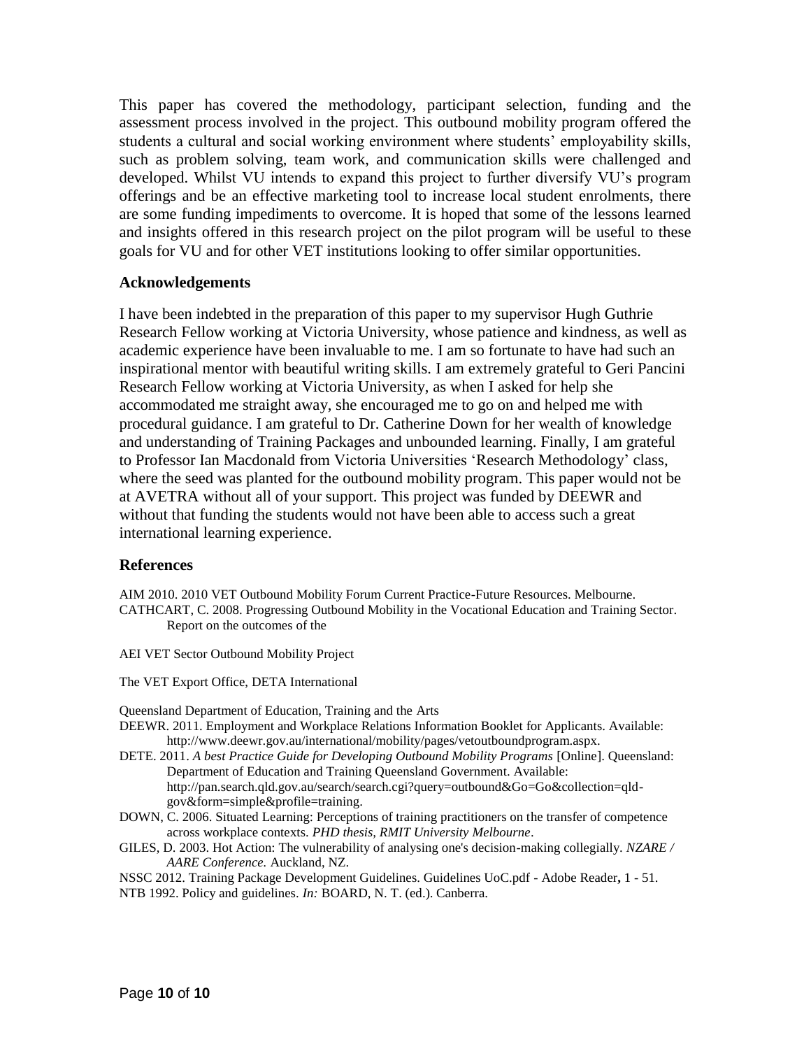This paper has covered the methodology, participant selection, funding and the assessment process involved in the project. This outbound mobility program offered the students a cultural and social working environment where students' employability skills, such as problem solving, team work, and communication skills were challenged and developed. Whilst VU intends to expand this project to further diversify VU's program offerings and be an effective marketing tool to increase local student enrolments, there are some funding impediments to overcome. It is hoped that some of the lessons learned and insights offered in this research project on the pilot program will be useful to these goals for VU and for other VET institutions looking to offer similar opportunities.

## Acknowledgements

I have been indebted in the preparation of this paper to my supervisor Hugh Guthrie Research Fellow working at Victoria University, whose patience and kindness, as well as academic experience have been invaluable to me. I am so fortunate to have had such an inspirational mentor with beautiful writing skills. I am extremely grateful to Geri Pancini Research Fellow working at Victoria University, as when I asked for help she accommodated me straight away, she encouraged me to go on and helped me with procedural guidance. I am grateful to Dr. Catherine Down for her wealth of knowledge and understanding of Training Packages and unbounded learning. Finally, I am grateful to Professor Ian Macdonald from Victoria Universities 'Research Methodology' class, where the seed was planted for the outbound mobility program. This paper would not be at AVETRA without all of your support. This project was funded by DEEWR and without that funding the students would not have been able to access such a great international learning experience.

## References

AIM 2010. 2010 VET Outbound Mobility Forum Current Practice-Future Resources. Melbourne.

CATHCART, C. 2008. Progressing Outbound Mobility in the Vocational Education and Training Sector. Report on the outcomes of the

AEI VET Sector Outbound Mobility Project

The VET Export Office, DETA International

Queensland Department of Education, Training and the Arts

DEEWR. 2011. Employment and Workplace Relations Information Booklet for Applicants. Available: http://www.deewr.gov.au/international/mobility/pages/vetoutboundprogram.aspx.

DETE. 2011. *A best Practice Guide for Developing Outbound Mobility Programs* [Online]. Queensland: Department of Education and Training Queensland Government. Available: http://pan.search.qld.gov.au/search/search.cgi?query=outbound&Go=Go&collection=qld-gov&form=simple&profile=training.

DOWN, C. 2006. Situated Learning: Perceptions of training practitioners on the transfer of competence across workplace contexts. *PHD thesis, RMIT University Melbourne*.

GILES, D. 2003. Hot Action: The vulnerability of analysing one's decision-making collegially. *NZARE / AARE Conference.* Auckland, NZ.

NSSC 2012. Training Package Development Guidelines. Guidelines UoC.pdf - Adobe Reader**,** 1 - 51.

NTB 1992. Policy and guidelines. *In:* BOARD, N. T. (ed.). Canberra.